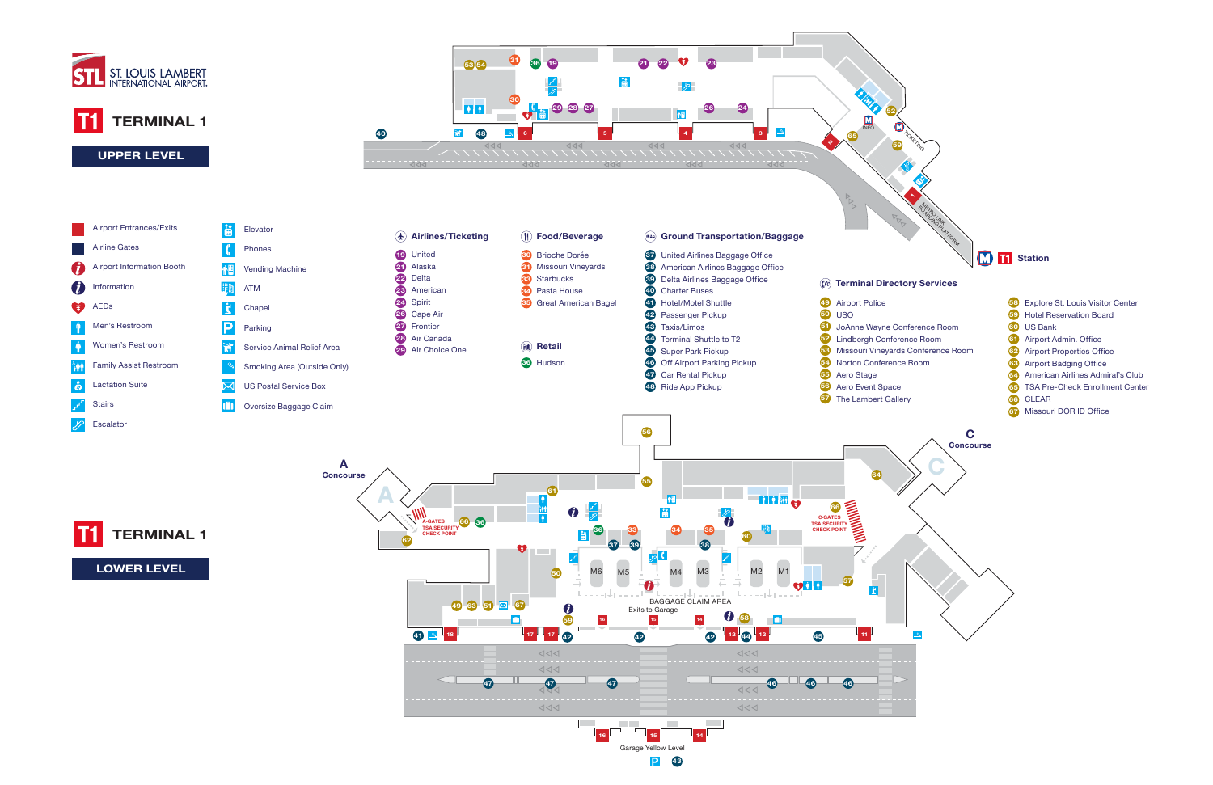# STL ST. LOUIS LAMBERT INTERNATIONAL AIRPORT.

## T1 TERMINAL 1

### UPPER LEVEL

- Airport Entrances/Exits
- Airline Gates
- Airport Information Booth
- Information
- AEDs
- Men's Restroom
- Women's Restroom
- Family Assist Restroom
- Lactation Suite
- Stairs
- Escalator
- Elevator
- Phones
- Vending Machine
- ATM
- Chapel
- Parking
- Service Animal Relief Area
- Smoking Area (Outside Only)
- US Postal Service Box
- Oversize Baggage Claim

### Airlines/Ticketing

- 19 United
- 21 Alaska
- 22 Delta
- 23 American
- 24 Spirit
- 26 Cape Air
- 27 Frontier
- 28 Air Canada
- 29 Air Choice One

### Food/Beverage

- 30 Brioche Dorée
- 31 Missouri Vineyards
- 33 Starbucks
- 34 Pasta House
- 35 Great American Bagel

### Retail

- 36 Hudson

### Ground Transportation/Baggage

- 37 United Airlines Baggage Office
- 38 American Airlines Baggage Office
- 39 Delta Airlines Baggage Office
- 40 Charter Buses
- 41 Hotel/Motel Shuttle
- 42 Passenger Pickup
- 43 Taxis/Limos
- 44 Terminal Shuttle to T2
- 45 Super Park Pickup
- 46 Off Airport Parking Pickup
- 47 Car Rental Pickup
- 48 Ride App Pickup

### Terminal Directory Services

- 49 Airport Police
- 50 USO
- 51 JoAnne Wayne Conference Room
- 52 Lindbergh Conference Room
- 53 Missouri Vineyards Conference Room
- 54 Norton Conference Room
- 55 Aero Stage
- 56 Aero Event Space
- 57 The Lambert Gallery
- 58 Explore St. Louis Visitor Center
- 59 Hotel Reservation Board
- 60 US Bank
- 61 Airport Admin. Office
- 62 Airport Properties Office
- 63 Airport Badging Office
- 64 American Airlines Admiral's Club
- 65 TSA Pre-Check Enrollment Center
- 66 CLEAR
- 67 Missouri DOR ID Office

INFO · TICKETING · METRO LINK BOARDING PLATFORM · M T1 Station

## T1 TERMINAL 1

### LOWER LEVEL

A Concourse · A-GATES TSA SECURITY CHECK POINT · C Concourse · C-GATES TSA SECURITY CHECK POINT · M6 · M5 · M4 · M3 · M2 · M1 · BAGGAGE CLAIM AREA · Exits to Garage · Garage Yellow Level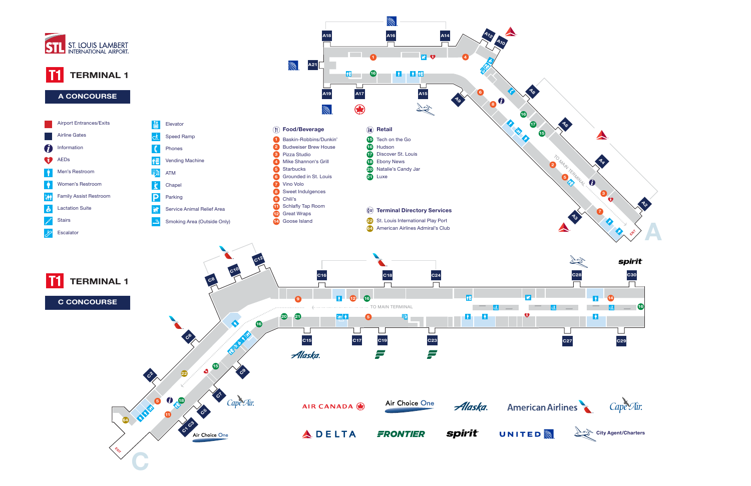# STL ST. LOUIS LAMBERT INTERNATIONAL AIRPORT.

## T1 TERMINAL 1

### A CONCOURSE

- Airport Entrances/Exits
- Airline Gates
- Information
- AEDs
- Men's Restroom
- Women's Restroom
- Family Assist Restroom
- Lactation Suite
- Stairs
- Escalator
- Elevator
- Speed Ramp
- Phones
- Vending Machine
- ATM
- Chapel
- Parking
- Service Animal Relief Area
- Smoking Area (Outside Only)

**Food/Beverage**

1. Baskin-Robbins/Dunkin'
2. Budweiser Brew House
3. Pizza Studio
4. Mike Shannon's Grill
5. Starbucks
6. Grounded in St. Louis
7. Vino Volo
8. Sweet Indulgences
9. Chili's
11. Schlafly Tap Room
12. Great Wraps
14. Goose Island

**Retail**

15. Tech on the Go
16. Hudson
17. Discover St. Louis
18. Ebony News
20. Natalie's Candy Jar
21. Luxe

**Terminal Directory Services**

22. St. Louis International Play Port
64. American Airlines Admiral's Club

A18, A16, A14, A21, A19, A17, A15, A12, A10, A9, A8, A6, A4, A3, A2

TO MAIN TERMINAL

EXIT

A

## T1 TERMINAL 1

### C CONCOURSE

C8, C10, C12, C16, C18, C24, C28, C30, C6, C2, C4, C7, C5, C1 C3, C15, C17, C19, C23, C27, C29

TO MAIN TERMINAL

EXIT

C

AIR CANADA · Air Choice One · Alaska · American Airlines · Cape Air · DELTA · FRONTIER · spirit · UNITED · City Agent/Charters